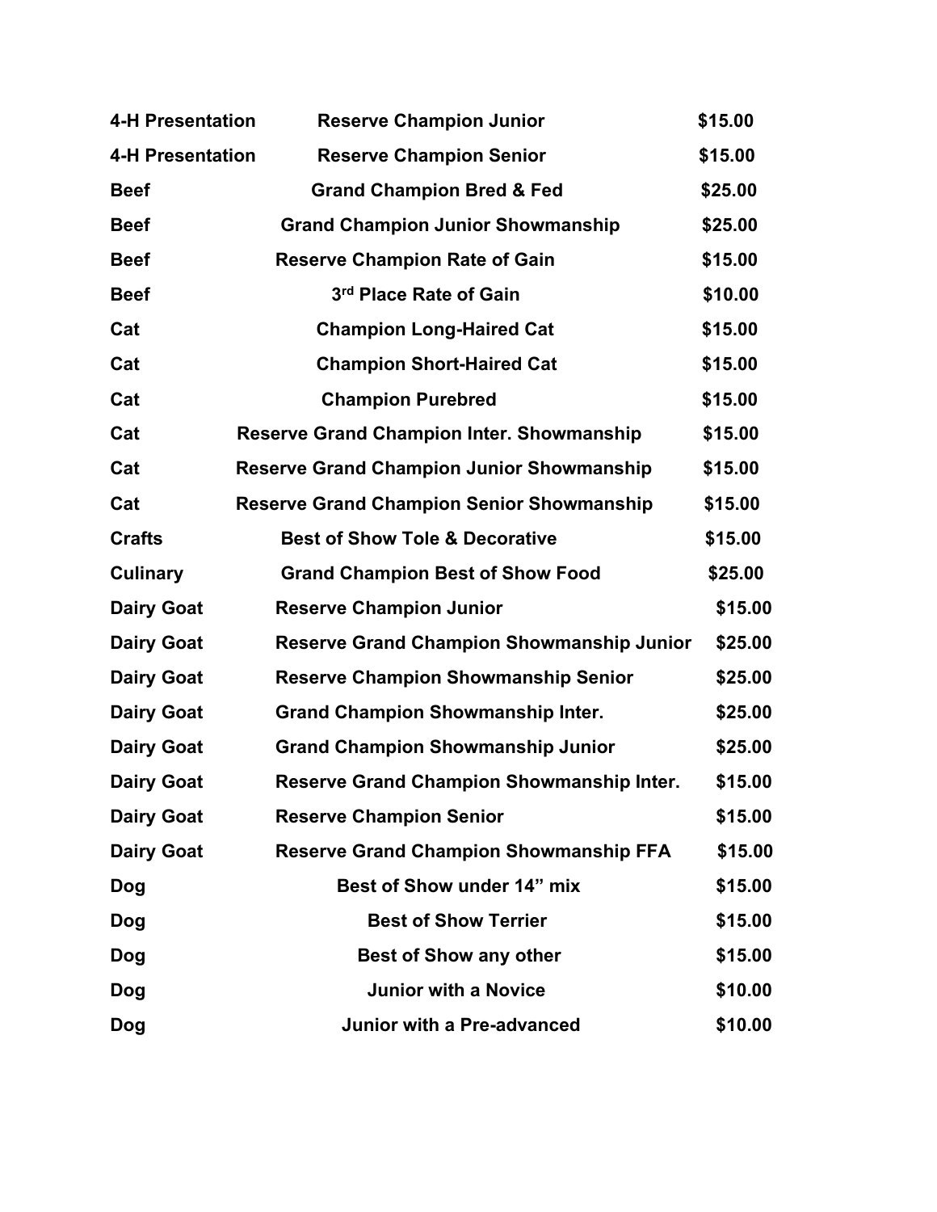| | | |
|---|---|---|
| **4-H Presentation** | **Reserve Champion Junior** | **$15.00** |
| **4-H Presentation** | **Reserve Champion Senior** | **$15.00** |
| **Beef** | **Grand Champion Bred & Fed** | **$25.00** |
| **Beef** | **Grand Champion Junior Showmanship** | **$25.00** |
| **Beef** | **Reserve Champion Rate of Gain** | **$15.00** |
| **Beef** | **3rd Place Rate of Gain** | **$10.00** |
| **Cat** | **Champion Long-Haired Cat** | **$15.00** |
| **Cat** | **Champion Short-Haired Cat** | **$15.00** |
| **Cat** | **Champion Purebred** | **$15.00** |
| **Cat** | **Reserve Grand Champion Inter. Showmanship** | **$15.00** |
| **Cat** | **Reserve Grand Champion Junior Showmanship** | **$15.00** |
| **Cat** | **Reserve Grand Champion Senior Showmanship** | **$15.00** |
| **Crafts** | **Best of Show Tole & Decorative** | **$15.00** |
| **Culinary** | **Grand Champion Best of Show Food** | **$25.00** |
| **Dairy Goat** | **Reserve Champion Junior** | **$15.00** |
| **Dairy Goat** | **Reserve Grand Champion Showmanship Junior** | **$25.00** |
| **Dairy Goat** | **Reserve Champion Showmanship Senior** | **$25.00** |
| **Dairy Goat** | **Grand Champion Showmanship Inter.** | **$25.00** |
| **Dairy Goat** | **Grand Champion Showmanship Junior** | **$25.00** |
| **Dairy Goat** | **Reserve Grand Champion Showmanship Inter.** | **$15.00** |
| **Dairy Goat** | **Reserve Champion Senior** | **$15.00** |
| **Dairy Goat** | **Reserve Grand Champion Showmanship FFA** | **$15.00** |
| **Dog** | **Best of Show under 14” mix** | **$15.00** |
| **Dog** | **Best of Show Terrier** | **$15.00** |
| **Dog** | **Best of Show any other** | **$15.00** |
| **Dog** | **Junior with a Novice** | **$10.00** |
| **Dog** | **Junior with a Pre-advanced** | **$10.00** |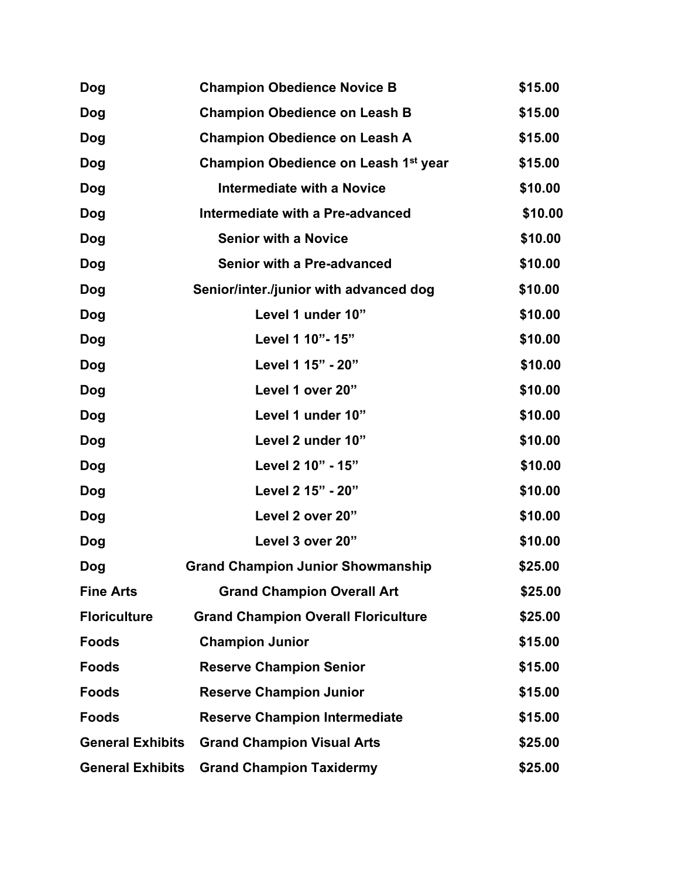| | | |
|---|---|---|
| **Dog** | **Champion Obedience Novice B** | **$15.00** |
| **Dog** | **Champion Obedience on Leash B** | **$15.00** |
| **Dog** | **Champion Obedience on Leash A** | **$15.00** |
| **Dog** | **Champion Obedience on Leash 1st year** | **$15.00** |
| **Dog** | **Intermediate with a Novice** | **$10.00** |
| **Dog** | **Intermediate with a Pre-advanced** | **$10.00** |
| **Dog** | **Senior with a Novice** | **$10.00** |
| **Dog** | **Senior with a Pre-advanced** | **$10.00** |
| **Dog** | **Senior/inter./junior with advanced dog** | **$10.00** |
| **Dog** | **Level 1 under 10”** | **$10.00** |
| **Dog** | **Level 1 10”- 15”** | **$10.00** |
| **Dog** | **Level 1 15” - 20”** | **$10.00** |
| **Dog** | **Level 1 over 20”** | **$10.00** |
| **Dog** | **Level 1 under 10”** | **$10.00** |
| **Dog** | **Level 2 under 10”** | **$10.00** |
| **Dog** | **Level 2 10” - 15”** | **$10.00** |
| **Dog** | **Level 2 15” - 20”** | **$10.00** |
| **Dog** | **Level 2 over 20”** | **$10.00** |
| **Dog** | **Level 3 over 20”** | **$10.00** |
| **Dog** | **Grand Champion Junior Showmanship** | **$25.00** |
| **Fine Arts** | **Grand Champion Overall Art** | **$25.00** |
| **Floriculture** | **Grand Champion Overall Floriculture** | **$25.00** |
| **Foods** | **Champion Junior** | **$15.00** |
| **Foods** | **Reserve Champion Senior** | **$15.00** |
| **Foods** | **Reserve Champion Junior** | **$15.00** |
| **Foods** | **Reserve Champion Intermediate** | **$15.00** |
| **General Exhibits** | **Grand Champion Visual Arts** | **$25.00** |
| **General Exhibits** | **Grand Champion Taxidermy** | **$25.00** |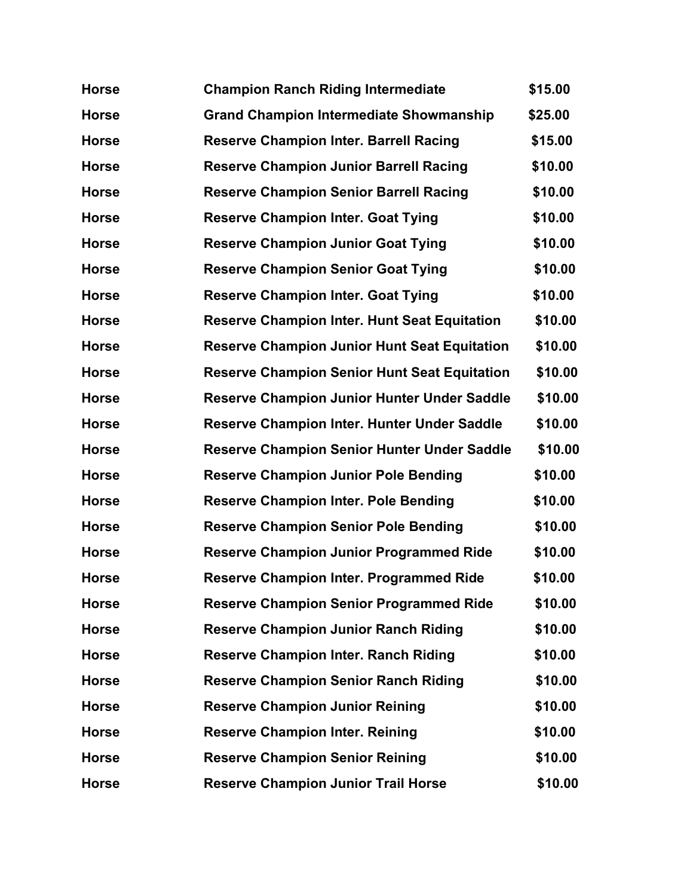| | | |
|---|---|---|
| **Horse** | **Champion Ranch Riding Intermediate** | **$15.00** |
| **Horse** | **Grand Champion Intermediate Showmanship** | **$25.00** |
| **Horse** | **Reserve Champion Inter. Barrell Racing** | **$15.00** |
| **Horse** | **Reserve Champion Junior Barrell Racing** | **$10.00** |
| **Horse** | **Reserve Champion Senior Barrell Racing** | **$10.00** |
| **Horse** | **Reserve Champion Inter. Goat Tying** | **$10.00** |
| **Horse** | **Reserve Champion Junior Goat Tying** | **$10.00** |
| **Horse** | **Reserve Champion Senior Goat Tying** | **$10.00** |
| **Horse** | **Reserve Champion Inter. Goat Tying** | **$10.00** |
| **Horse** | **Reserve Champion Inter. Hunt Seat Equitation** | **$10.00** |
| **Horse** | **Reserve Champion Junior Hunt Seat Equitation** | **$10.00** |
| **Horse** | **Reserve Champion Senior Hunt Seat Equitation** | **$10.00** |
| **Horse** | **Reserve Champion Junior Hunter Under Saddle** | **$10.00** |
| **Horse** | **Reserve Champion Inter. Hunter Under Saddle** | **$10.00** |
| **Horse** | **Reserve Champion Senior Hunter Under Saddle** | **$10.00** |
| **Horse** | **Reserve Champion Junior Pole Bending** | **$10.00** |
| **Horse** | **Reserve Champion Inter. Pole Bending** | **$10.00** |
| **Horse** | **Reserve Champion Senior Pole Bending** | **$10.00** |
| **Horse** | **Reserve Champion Junior Programmed Ride** | **$10.00** |
| **Horse** | **Reserve Champion Inter. Programmed Ride** | **$10.00** |
| **Horse** | **Reserve Champion Senior Programmed Ride** | **$10.00** |
| **Horse** | **Reserve Champion Junior Ranch Riding** | **$10.00** |
| **Horse** | **Reserve Champion Inter. Ranch Riding** | **$10.00** |
| **Horse** | **Reserve Champion Senior Ranch Riding** | **$10.00** |
| **Horse** | **Reserve Champion Junior Reining** | **$10.00** |
| **Horse** | **Reserve Champion Inter. Reining** | **$10.00** |
| **Horse** | **Reserve Champion Senior Reining** | **$10.00** |
| **Horse** | **Reserve Champion Junior Trail Horse** | **$10.00** |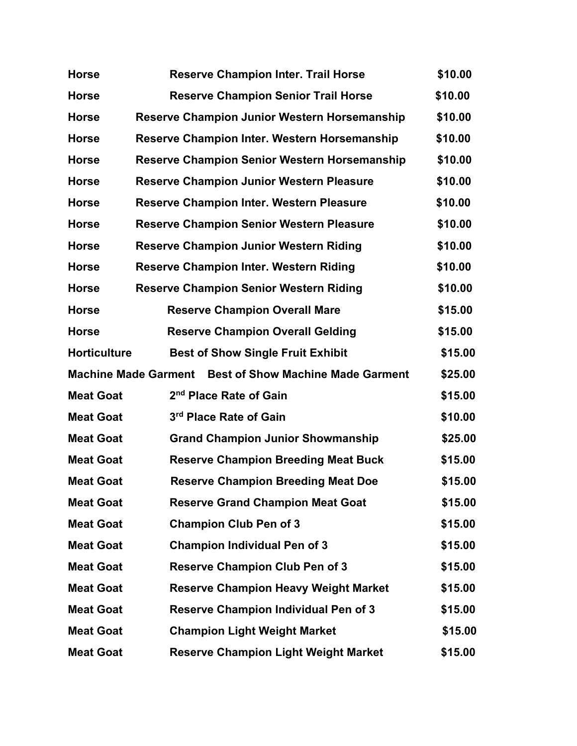| | | |
|---|---|---|
| **Horse** | **Reserve Champion Inter. Trail Horse** | **$10.00** |
| **Horse** | **Reserve Champion Senior Trail Horse** | **$10.00** |
| **Horse** | **Reserve Champion Junior Western Horsemanship** | **$10.00** |
| **Horse** | **Reserve Champion Inter. Western Horsemanship** | **$10.00** |
| **Horse** | **Reserve Champion Senior Western Horsemanship** | **$10.00** |
| **Horse** | **Reserve Champion Junior Western Pleasure** | **$10.00** |
| **Horse** | **Reserve Champion Inter. Western Pleasure** | **$10.00** |
| **Horse** | **Reserve Champion Senior Western Pleasure** | **$10.00** |
| **Horse** | **Reserve Champion Junior Western Riding** | **$10.00** |
| **Horse** | **Reserve Champion Inter. Western Riding** | **$10.00** |
| **Horse** | **Reserve Champion Senior Western Riding** | **$10.00** |
| **Horse** | **Reserve Champion Overall Mare** | **$15.00** |
| **Horse** | **Reserve Champion Overall Gelding** | **$15.00** |
| **Horticulture** | **Best of Show Single Fruit Exhibit** | **$15.00** |
| **Machine Made Garment** | **Best of Show Machine Made Garment** | **$25.00** |
| **Meat Goat** | **2nd Place Rate of Gain** | **$15.00** |
| **Meat Goat** | **3rd Place Rate of Gain** | **$10.00** |
| **Meat Goat** | **Grand Champion Junior Showmanship** | **$25.00** |
| **Meat Goat** | **Reserve Champion Breeding Meat Buck** | **$15.00** |
| **Meat Goat** | **Reserve Champion Breeding Meat Doe** | **$15.00** |
| **Meat Goat** | **Reserve Grand Champion Meat Goat** | **$15.00** |
| **Meat Goat** | **Champion Club Pen of 3** | **$15.00** |
| **Meat Goat** | **Champion Individual Pen of 3** | **$15.00** |
| **Meat Goat** | **Reserve Champion Club Pen of 3** | **$15.00** |
| **Meat Goat** | **Reserve Champion Heavy Weight Market** | **$15.00** |
| **Meat Goat** | **Reserve Champion Individual Pen of 3** | **$15.00** |
| **Meat Goat** | **Champion Light Weight Market** | **$15.00** |
| **Meat Goat** | **Reserve Champion Light Weight Market** | **$15.00** |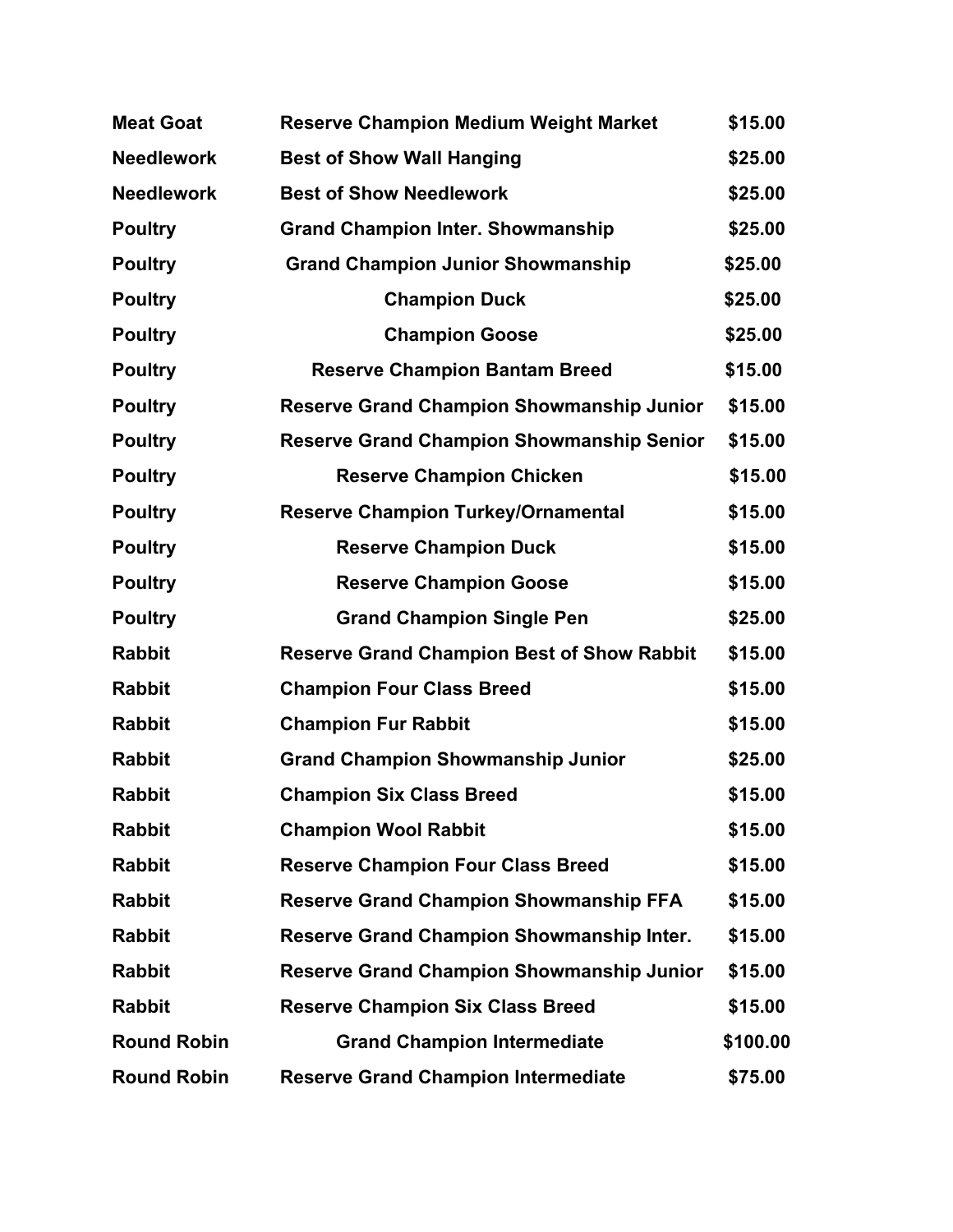| | | |
|---|---|---|
| **Meat Goat** | **Reserve Champion Medium Weight Market** | **$15.00** |
| **Needlework** | **Best of Show Wall Hanging** | **$25.00** |
| **Needlework** | **Best of Show Needlework** | **$25.00** |
| **Poultry** | **Grand Champion Inter. Showmanship** | **$25.00** |
| **Poultry** | **Grand Champion Junior Showmanship** | **$25.00** |
| **Poultry** | **Champion Duck** | **$25.00** |
| **Poultry** | **Champion Goose** | **$25.00** |
| **Poultry** | **Reserve Champion Bantam Breed** | **$15.00** |
| **Poultry** | **Reserve Grand Champion Showmanship Junior** | **$15.00** |
| **Poultry** | **Reserve Grand Champion Showmanship Senior** | **$15.00** |
| **Poultry** | **Reserve Champion Chicken** | **$15.00** |
| **Poultry** | **Reserve Champion Turkey/Ornamental** | **$15.00** |
| **Poultry** | **Reserve Champion Duck** | **$15.00** |
| **Poultry** | **Reserve Champion Goose** | **$15.00** |
| **Poultry** | **Grand Champion Single Pen** | **$25.00** |
| **Rabbit** | **Reserve Grand Champion Best of Show Rabbit** | **$15.00** |
| **Rabbit** | **Champion Four Class Breed** | **$15.00** |
| **Rabbit** | **Champion Fur Rabbit** | **$15.00** |
| **Rabbit** | **Grand Champion Showmanship Junior** | **$25.00** |
| **Rabbit** | **Champion Six Class Breed** | **$15.00** |
| **Rabbit** | **Champion Wool Rabbit** | **$15.00** |
| **Rabbit** | **Reserve Champion Four Class Breed** | **$15.00** |
| **Rabbit** | **Reserve Grand Champion Showmanship FFA** | **$15.00** |
| **Rabbit** | **Reserve Grand Champion Showmanship Inter.** | **$15.00** |
| **Rabbit** | **Reserve Grand Champion Showmanship Junior** | **$15.00** |
| **Rabbit** | **Reserve Champion Six Class Breed** | **$15.00** |
| **Round Robin** | **Grand Champion Intermediate** | **$100.00** |
| **Round Robin** | **Reserve Grand Champion Intermediate** | **$75.00** |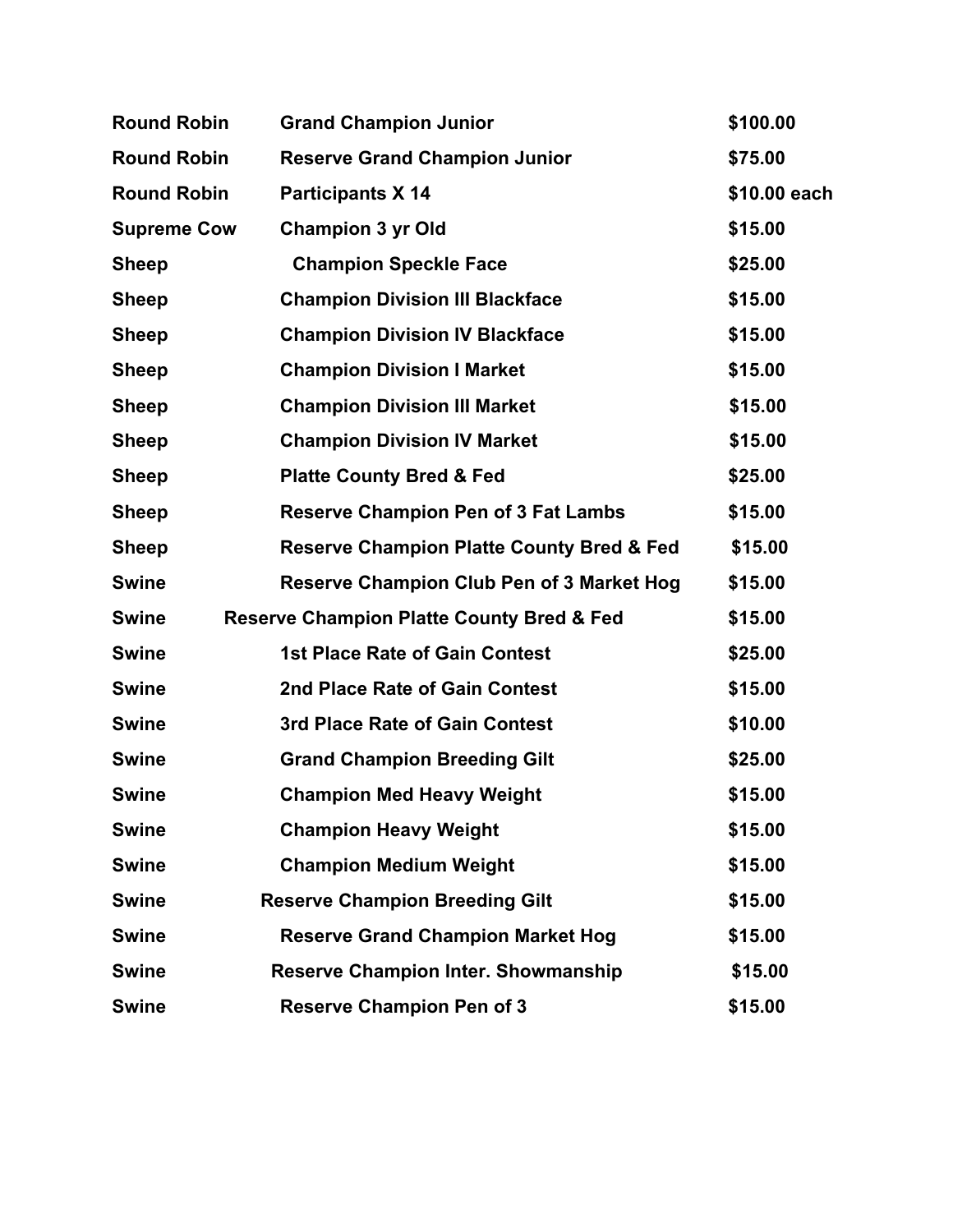| | | |
|---|---|---|
| **Round Robin** | **Grand Champion Junior** | **$100.00** |
| **Round Robin** | **Reserve Grand Champion Junior** | **$75.00** |
| **Round Robin** | **Participants X 14** | **$10.00 each** |
| **Supreme Cow** | **Champion 3 yr Old** | **$15.00** |
| **Sheep** | **Champion Speckle Face** | **$25.00** |
| **Sheep** | **Champion Division III Blackface** | **$15.00** |
| **Sheep** | **Champion Division IV Blackface** | **$15.00** |
| **Sheep** | **Champion Division I Market** | **$15.00** |
| **Sheep** | **Champion Division III Market** | **$15.00** |
| **Sheep** | **Champion Division IV Market** | **$15.00** |
| **Sheep** | **Platte County Bred & Fed** | **$25.00** |
| **Sheep** | **Reserve Champion Pen of 3 Fat Lambs** | **$15.00** |
| **Sheep** | **Reserve Champion Platte County Bred & Fed** | **$15.00** |
| **Swine** | **Reserve Champion Club Pen of 3 Market Hog** | **$15.00** |
| **Swine** | **Reserve Champion Platte County Bred & Fed** | **$15.00** |
| **Swine** | **1st Place Rate of Gain Contest** | **$25.00** |
| **Swine** | **2nd Place Rate of Gain Contest** | **$15.00** |
| **Swine** | **3rd Place Rate of Gain Contest** | **$10.00** |
| **Swine** | **Grand Champion Breeding Gilt** | **$25.00** |
| **Swine** | **Champion Med Heavy Weight** | **$15.00** |
| **Swine** | **Champion Heavy Weight** | **$15.00** |
| **Swine** | **Champion Medium Weight** | **$15.00** |
| **Swine** | **Reserve Champion Breeding Gilt** | **$15.00** |
| **Swine** | **Reserve Grand Champion Market Hog** | **$15.00** |
| **Swine** | **Reserve Champion Inter. Showmanship** | **$15.00** |
| **Swine** | **Reserve Champion Pen of 3** | **$15.00** |